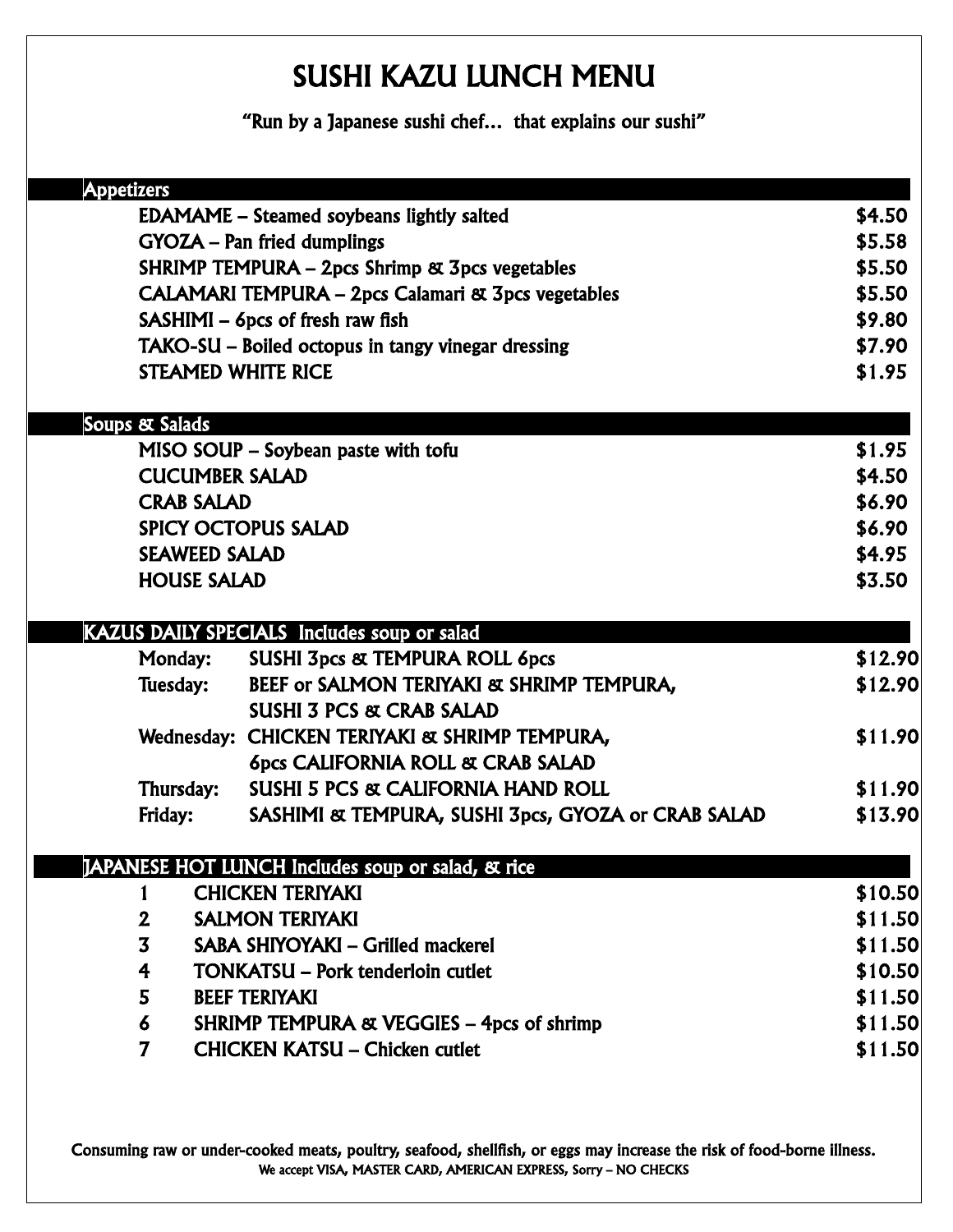# SUSHI KAZU LUNCH MENU

"Run by a Japanese sushi chef… that explains our sushi"

## Appetizers

| Item | Price |
|---|---|
| EDAMAME – Steamed soybeans lightly salted | $4.50 |
| GYOZA – Pan fried dumplings | $5.58 |
| SHRIMP TEMPURA – 2pcs Shrimp & 3pcs vegetables | $5.50 |
| CALAMARI TEMPURA – 2pcs Calamari & 3pcs vegetables | $5.50 |
| SASHIMI – 6pcs of fresh raw fish | $9.80 |
| TAKO-SU – Boiled octopus in tangy vinegar dressing | $7.90 |
| STEAMED WHITE RICE | $1.95 |

## Soups & Salads

| Item | Price |
|---|---|
| MISO SOUP – Soybean paste with tofu | $1.95 |
| CUCUMBER SALAD | $4.50 |
| CRAB SALAD | $6.90 |
| SPICY OCTOPUS SALAD | $6.90 |
| SEAWEED SALAD | $4.95 |
| HOUSE SALAD | $3.50 |

## KAZUS DAILY SPECIALS Includes soup or salad

| Day | Item | Price |
|---|---|---|
| Monday: | SUSHI 3pcs & TEMPURA ROLL 6pcs | $12.90 |
| Tuesday: | BEEF or SALMON TERIYAKI & SHRIMP TEMPURA, SUSHI 3 PCS & CRAB SALAD | $12.90 |
| Wednesday: | CHICKEN TERIYAKI & SHRIMP TEMPURA, 6pcs CALIFORNIA ROLL & CRAB SALAD | $11.90 |
| Thursday: | SUSHI 5 PCS & CALIFORNIA HAND ROLL | $11.90 |
| Friday: | SASHIMI & TEMPURA, SUSHI 3pcs, GYOZA or CRAB SALAD | $13.90 |

## JAPANESE HOT LUNCH Includes soup or salad, & rice

| No. | Item | Price |
|---|---|---|
| 1 | CHICKEN TERIYAKI | $10.50 |
| 2 | SALMON TERIYAKI | $11.50 |
| 3 | SABA SHIYOYAKI – Grilled mackerel | $11.50 |
| 4 | TONKATSU – Pork tenderloin cutlet | $10.50 |
| 5 | BEEF TERIYAKI | $11.50 |
| 6 | SHRIMP TEMPURA & VEGGIES – 4pcs of shrimp | $11.50 |
| 7 | CHICKEN KATSU – Chicken cutlet | $11.50 |

Consuming raw or under-cooked meats, poultry, seafood, shellfish, or eggs may increase the risk of food-borne illness.

We accept VISA, MASTER CARD, AMERICAN EXPRESS, Sorry – NO CHECKS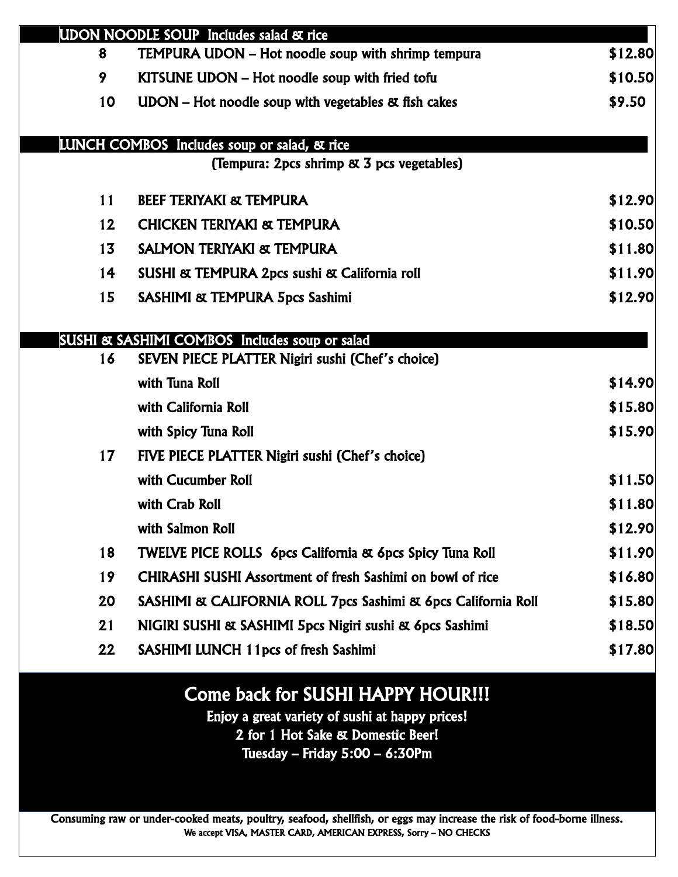## UDON NOODLE SOUP Includes salad & rice

| | | |
|---|---|---|
| 8 | TEMPURA UDON – Hot noodle soup with shrimp tempura | $12.80 |
| 9 | KITSUNE UDON – Hot noodle soup with fried tofu | $10.50 |
| 10 | UDON – Hot noodle soup with vegetables & fish cakes | $9.50 |

## LUNCH COMBOS Includes soup or salad, & rice

(Tempura: 2pcs shrimp & 3 pcs vegetables)

| | | |
|---|---|---|
| 11 | BEEF TERIYAKI & TEMPURA | $12.90 |
| 12 | CHICKEN TERIYAKI & TEMPURA | $10.50 |
| 13 | SALMON TERIYAKI & TEMPURA | $11.80 |
| 14 | SUSHI & TEMPURA 2pcs sushi & California roll | $11.90 |
| 15 | SASHIMI & TEMPURA 5pcs Sashimi | $12.90 |

## SUSHI & SASHIMI COMBOS Includes soup or salad

| | | |
|---|---|---|
| 16 | SEVEN PIECE PLATTER Nigiri sushi (Chef's choice) | |
| | with Tuna Roll | $14.90 |
| | with California Roll | $15.80 |
| | with Spicy Tuna Roll | $15.90 |
| 17 | FIVE PIECE PLATTER Nigiri sushi (Chef's choice) | |
| | with Cucumber Roll | $11.50 |
| | with Crab Roll | $11.80 |
| | with Salmon Roll | $12.90 |
| 18 | TWELVE PICE ROLLS 6pcs California & 6pcs Spicy Tuna Roll | $11.90 |
| 19 | CHIRASHI SUSHI Assortment of fresh Sashimi on bowl of rice | $16.80 |
| 20 | SASHIMI & CALIFORNIA ROLL 7pcs Sashimi & 6pcs California Roll | $15.80 |
| 21 | NIGIRI SUSHI & SASHIMI 5pcs Nigiri sushi & 6pcs Sashimi | $18.50 |
| 22 | SASHIMI LUNCH 11pcs of fresh Sashimi | $17.80 |

## Come back for SUSHI HAPPY HOUR!!!

Enjoy a great variety of sushi at happy prices!

2 for 1 Hot Sake & Domestic Beer!

Tuesday – Friday 5:00 – 6:30Pm

Consuming raw or under-cooked meats, poultry, seafood, shellfish, or eggs may increase the risk of food-borne illness.

We accept VISA, MASTER CARD, AMERICAN EXPRESS, Sorry – NO CHECKS